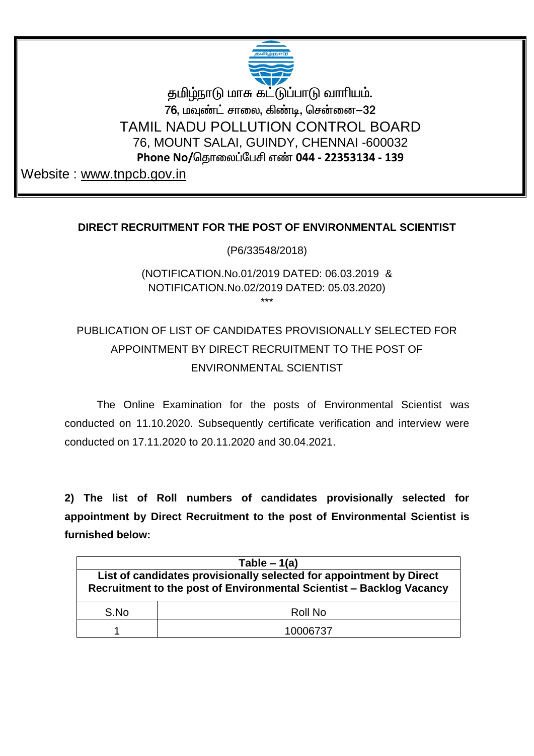தமிழ்நாடு மாசு கட்டுப்பாடு வாரியம்.

76, மவுண்ட் சாலை, கிண்டி, சென்னை–32

# TAMIL NADU POLLUTION CONTROL BOARD

76, MOUNT SALAI, GUINDY, CHENNAI -600032

**Phone No/தொலைப்பேசி எண் 044 - 22353134 - 139**

Website : www.tnpcb.gov.in

**DIRECT RECRUITMENT FOR THE POST OF ENVIRONMENTAL SCIENTIST**

(P6/33548/2018)

(NOTIFICATION.No.01/2019 DATED: 06.03.2019 & NOTIFICATION.No.02/2019 DATED: 05.03.2020)

***

PUBLICATION OF LIST OF CANDIDATES PROVISIONALLY SELECTED FOR APPOINTMENT BY DIRECT RECRUITMENT TO THE POST OF ENVIRONMENTAL SCIENTIST

The Online Examination for the posts of Environmental Scientist was conducted on 11.10.2020. Subsequently certificate verification and interview were conducted on 17.11.2020 to 20.11.2020 and 30.04.2021.

**2) The list of Roll numbers of candidates provisionally selected for appointment by Direct Recruitment to the post of Environmental Scientist is furnished below:**

| **Table – 1(a)** **List of candidates provisionally selected for appointment by Direct Recruitment to the post of Environmental Scientist – Backlog Vacancy** | |
|---|---|
| S.No | Roll No |
| 1 | 10006737 |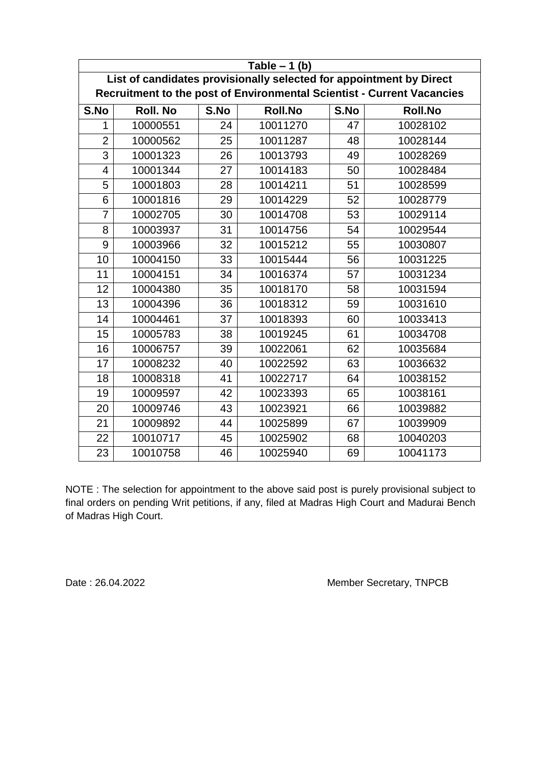| Table – 1 (b) | | | | | |
|---|---|---|---|---|---|
| **List of candidates provisionally selected for appointment by Direct Recruitment to the post of Environmental Scientist - Current Vacancies** | | | | | |
| **S.No** | **Roll. No** | **S.No** | **Roll.No** | **S.No** | **Roll.No** |
| 1 | 10000551 | 24 | 10011270 | 47 | 10028102 |
| 2 | 10000562 | 25 | 10011287 | 48 | 10028144 |
| 3 | 10001323 | 26 | 10013793 | 49 | 10028269 |
| 4 | 10001344 | 27 | 10014183 | 50 | 10028484 |
| 5 | 10001803 | 28 | 10014211 | 51 | 10028599 |
| 6 | 10001816 | 29 | 10014229 | 52 | 10028779 |
| 7 | 10002705 | 30 | 10014708 | 53 | 10029114 |
| 8 | 10003937 | 31 | 10014756 | 54 | 10029544 |
| 9 | 10003966 | 32 | 10015212 | 55 | 10030807 |
| 10 | 10004150 | 33 | 10015444 | 56 | 10031225 |
| 11 | 10004151 | 34 | 10016374 | 57 | 10031234 |
| 12 | 10004380 | 35 | 10018170 | 58 | 10031594 |
| 13 | 10004396 | 36 | 10018312 | 59 | 10031610 |
| 14 | 10004461 | 37 | 10018393 | 60 | 10033413 |
| 15 | 10005783 | 38 | 10019245 | 61 | 10034708 |
| 16 | 10006757 | 39 | 10022061 | 62 | 10035684 |
| 17 | 10008232 | 40 | 10022592 | 63 | 10036632 |
| 18 | 10008318 | 41 | 10022717 | 64 | 10038152 |
| 19 | 10009597 | 42 | 10023393 | 65 | 10038161 |
| 20 | 10009746 | 43 | 10023921 | 66 | 10039882 |
| 21 | 10009892 | 44 | 10025899 | 67 | 10039909 |
| 22 | 10010717 | 45 | 10025902 | 68 | 10040203 |
| 23 | 10010758 | 46 | 10025940 | 69 | 10041173 |

NOTE : The selection for appointment to the above said post is purely provisional subject to final orders on pending Writ petitions, if any, filed at Madras High Court and Madurai Bench of Madras High Court.

Date : 26.04.2022

Member Secretary, TNPCB